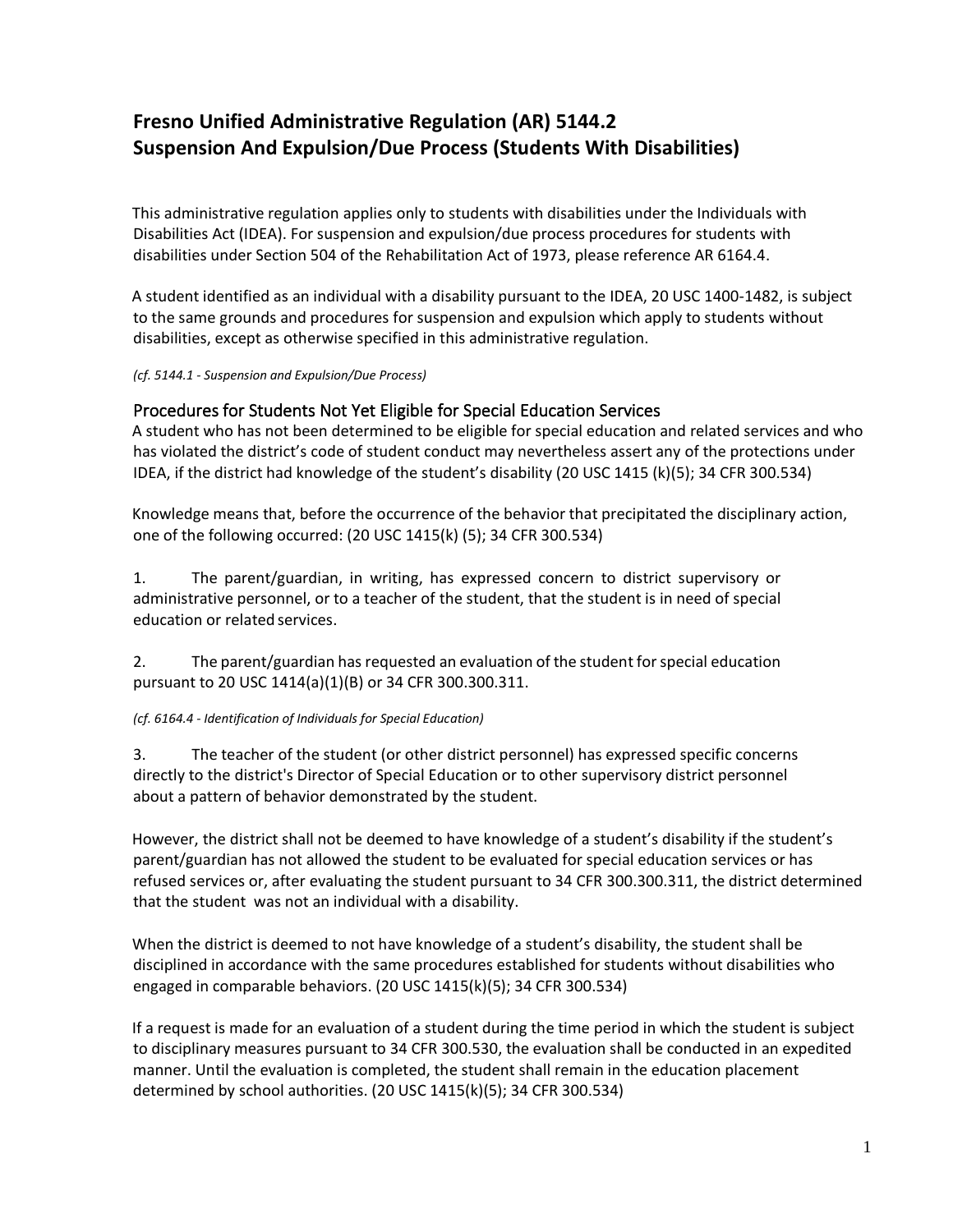# Fresno Unified Administrative Regulation (AR) 5144.2
# Suspension And Expulsion/Due Process (Students With Disabilities)

This administrative regulation applies only to students with disabilities under the Individuals with Disabilities Act (IDEA). For suspension and expulsion/due process procedures for students with disabilities under Section 504 of the Rehabilitation Act of 1973, please reference AR 6164.4.

A student identified as an individual with a disability pursuant to the IDEA, 20 USC 1400-1482, is subject to the same grounds and procedures for suspension and expulsion which apply to students without disabilities, except as otherwise specified in this administrative regulation.

*(cf. 5144.1 - Suspension and Expulsion/Due Process)*

## Procedures for Students Not Yet Eligible for Special Education Services

A student who has not been determined to be eligible for special education and related services and who has violated the district's code of student conduct may nevertheless assert any of the protections under IDEA, if the district had knowledge of the student's disability (20 USC 1415 (k)(5); 34 CFR 300.534)

Knowledge means that, before the occurrence of the behavior that precipitated the disciplinary action, one of the following occurred: (20 USC 1415(k) (5); 34 CFR 300.534)

1. The parent/guardian, in writing, has expressed concern to district supervisory or administrative personnel, or to a teacher of the student, that the student is in need of special education or related services.

2. The parent/guardian has requested an evaluation of the student for special education pursuant to 20 USC 1414(a)(1)(B) or 34 CFR 300.300.311.

*(cf. 6164.4 - Identification of Individuals for Special Education)*

3. The teacher of the student (or other district personnel) has expressed specific concerns directly to the district's Director of Special Education or to other supervisory district personnel about a pattern of behavior demonstrated by the student.

However, the district shall not be deemed to have knowledge of a student's disability if the student's parent/guardian has not allowed the student to be evaluated for special education services or has refused services or, after evaluating the student pursuant to 34 CFR 300.300.311, the district determined that the student was not an individual with a disability.

When the district is deemed to not have knowledge of a student's disability, the student shall be disciplined in accordance with the same procedures established for students without disabilities who engaged in comparable behaviors. (20 USC 1415(k)(5); 34 CFR 300.534)

If a request is made for an evaluation of a student during the time period in which the student is subject to disciplinary measures pursuant to 34 CFR 300.530, the evaluation shall be conducted in an expedited manner. Until the evaluation is completed, the student shall remain in the education placement determined by school authorities. (20 USC 1415(k)(5); 34 CFR 300.534)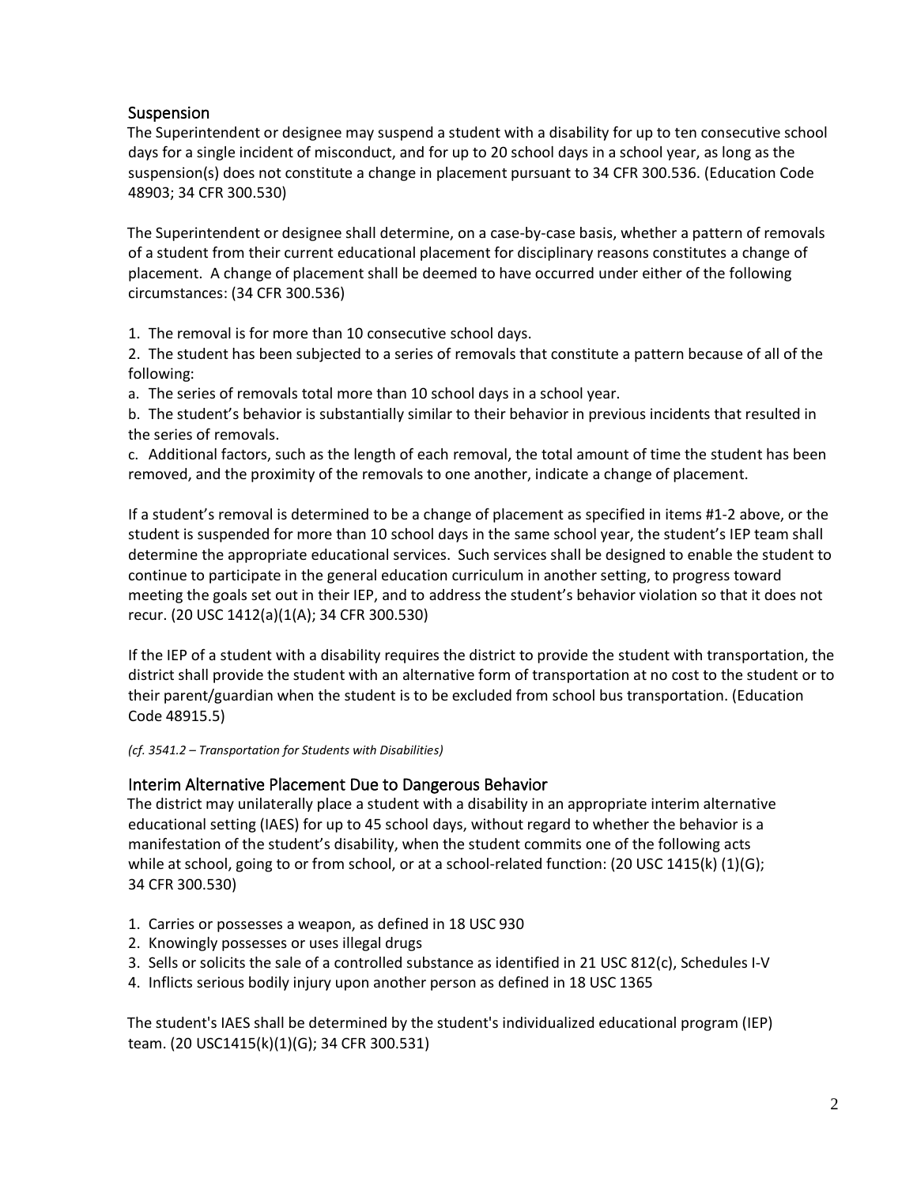## Suspension

The Superintendent or designee may suspend a student with a disability for up to ten consecutive school days for a single incident of misconduct, and for up to 20 school days in a school year, as long as the suspension(s) does not constitute a change in placement pursuant to 34 CFR 300.536. (Education Code 48903; 34 CFR 300.530)

The Superintendent or designee shall determine, on a case-by-case basis, whether a pattern of removals of a student from their current educational placement for disciplinary reasons constitutes a change of placement. A change of placement shall be deemed to have occurred under either of the following circumstances: (34 CFR 300.536)

1. The removal is for more than 10 consecutive school days.
2. The student has been subjected to a series of removals that constitute a pattern because of all of the following:
   a. The series of removals total more than 10 school days in a school year.
   b. The student's behavior is substantially similar to their behavior in previous incidents that resulted in the series of removals.
   c. Additional factors, such as the length of each removal, the total amount of time the student has been removed, and the proximity of the removals to one another, indicate a change of placement.

If a student's removal is determined to be a change of placement as specified in items #1-2 above, or the student is suspended for more than 10 school days in the same school year, the student's IEP team shall determine the appropriate educational services. Such services shall be designed to enable the student to continue to participate in the general education curriculum in another setting, to progress toward meeting the goals set out in their IEP, and to address the student's behavior violation so that it does not recur. (20 USC 1412(a)(1(A); 34 CFR 300.530)

If the IEP of a student with a disability requires the district to provide the student with transportation, the district shall provide the student with an alternative form of transportation at no cost to the student or to their parent/guardian when the student is to be excluded from school bus transportation. (Education Code 48915.5)

*(cf. 3541.2 – Transportation for Students with Disabilities)*

## Interim Alternative Placement Due to Dangerous Behavior

The district may unilaterally place a student with a disability in an appropriate interim alternative educational setting (IAES) for up to 45 school days, without regard to whether the behavior is a manifestation of the student's disability, when the student commits one of the following acts while at school, going to or from school, or at a school-related function: (20 USC 1415(k) (1)(G); 34 CFR 300.530)

1. Carries or possesses a weapon, as defined in 18 USC 930
2. Knowingly possesses or uses illegal drugs
3. Sells or solicits the sale of a controlled substance as identified in 21 USC 812(c), Schedules I-V
4. Inflicts serious bodily injury upon another person as defined in 18 USC 1365

The student's IAES shall be determined by the student's individualized educational program (IEP) team. (20 USC1415(k)(1)(G); 34 CFR 300.531)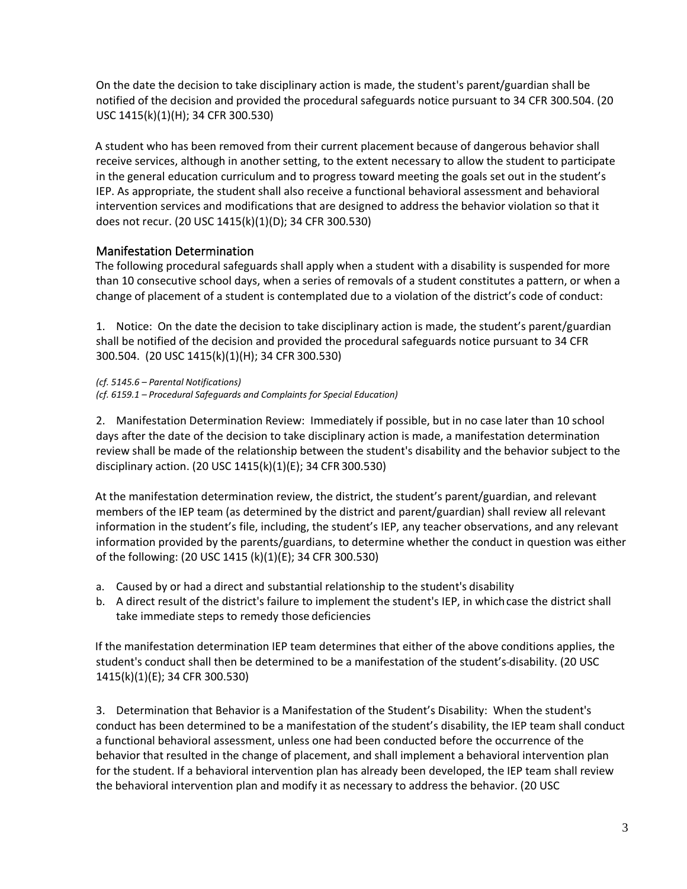On the date the decision to take disciplinary action is made, the student's parent/guardian shall be notified of the decision and provided the procedural safeguards notice pursuant to 34 CFR 300.504. (20 USC 1415(k)(1)(H); 34 CFR 300.530)

A student who has been removed from their current placement because of dangerous behavior shall receive services, although in another setting, to the extent necessary to allow the student to participate in the general education curriculum and to progress toward meeting the goals set out in the student's IEP. As appropriate, the student shall also receive a functional behavioral assessment and behavioral intervention services and modifications that are designed to address the behavior violation so that it does not recur. (20 USC 1415(k)(1)(D); 34 CFR 300.530)

## Manifestation Determination

The following procedural safeguards shall apply when a student with a disability is suspended for more than 10 consecutive school days, when a series of removals of a student constitutes a pattern, or when a change of placement of a student is contemplated due to a violation of the district's code of conduct:

1. Notice: On the date the decision to take disciplinary action is made, the student's parent/guardian shall be notified of the decision and provided the procedural safeguards notice pursuant to 34 CFR 300.504. (20 USC 1415(k)(1)(H); 34 CFR 300.530)

*(cf. 5145.6 – Parental Notifications)*
*(cf. 6159.1 – Procedural Safeguards and Complaints for Special Education)*

2. Manifestation Determination Review: Immediately if possible, but in no case later than 10 school days after the date of the decision to take disciplinary action is made, a manifestation determination review shall be made of the relationship between the student's disability and the behavior subject to the disciplinary action. (20 USC 1415(k)(1)(E); 34 CFR 300.530)

At the manifestation determination review, the district, the student's parent/guardian, and relevant members of the IEP team (as determined by the district and parent/guardian) shall review all relevant information in the student's file, including, the student's IEP, any teacher observations, and any relevant information provided by the parents/guardians, to determine whether the conduct in question was either of the following: (20 USC 1415 (k)(1)(E); 34 CFR 300.530)

a. Caused by or had a direct and substantial relationship to the student's disability
b. A direct result of the district's failure to implement the student's IEP, in which case the district shall take immediate steps to remedy those deficiencies

If the manifestation determination IEP team determines that either of the above conditions applies, the student's conduct shall then be determined to be a manifestation of the student's disability. (20 USC 1415(k)(1)(E); 34 CFR 300.530)

3. Determination that Behavior is a Manifestation of the Student's Disability: When the student's conduct has been determined to be a manifestation of the student's disability, the IEP team shall conduct a functional behavioral assessment, unless one had been conducted before the occurrence of the behavior that resulted in the change of placement, and shall implement a behavioral intervention plan for the student. If a behavioral intervention plan has already been developed, the IEP team shall review the behavioral intervention plan and modify it as necessary to address the behavior. (20 USC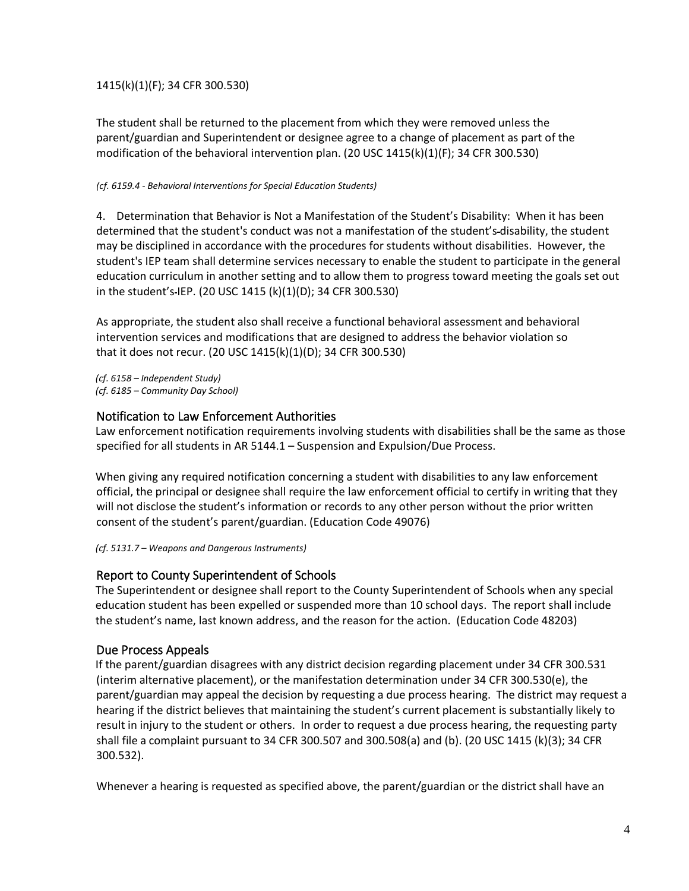1415(k)(1)(F); 34 CFR 300.530)

The student shall be returned to the placement from which they were removed unless the parent/guardian and Superintendent or designee agree to a change of placement as part of the modification of the behavioral intervention plan. (20 USC 1415(k)(1)(F); 34 CFR 300.530)

*(cf. 6159.4 - Behavioral Interventions for Special Education Students)*

4. Determination that Behavior is Not a Manifestation of the Student's Disability: When it has been determined that the student's conduct was not a manifestation of the student's disability, the student may be disciplined in accordance with the procedures for students without disabilities. However, the student's IEP team shall determine services necessary to enable the student to participate in the general education curriculum in another setting and to allow them to progress toward meeting the goals set out in the student's IEP. (20 USC 1415 (k)(1)(D); 34 CFR 300.530)

As appropriate, the student also shall receive a functional behavioral assessment and behavioral intervention services and modifications that are designed to address the behavior violation so that it does not recur. (20 USC 1415(k)(1)(D); 34 CFR 300.530)

*(cf. 6158 – Independent Study)*
*(cf. 6185 – Community Day School)*

## Notification to Law Enforcement Authorities

Law enforcement notification requirements involving students with disabilities shall be the same as those specified for all students in AR 5144.1 – Suspension and Expulsion/Due Process.

When giving any required notification concerning a student with disabilities to any law enforcement official, the principal or designee shall require the law enforcement official to certify in writing that they will not disclose the student's information or records to any other person without the prior written consent of the student's parent/guardian. (Education Code 49076)

*(cf. 5131.7 – Weapons and Dangerous Instruments)*

## Report to County Superintendent of Schools

The Superintendent or designee shall report to the County Superintendent of Schools when any special education student has been expelled or suspended more than 10 school days. The report shall include the student's name, last known address, and the reason for the action. (Education Code 48203)

## Due Process Appeals

If the parent/guardian disagrees with any district decision regarding placement under 34 CFR 300.531 (interim alternative placement), or the manifestation determination under 34 CFR 300.530(e), the parent/guardian may appeal the decision by requesting a due process hearing. The district may request a hearing if the district believes that maintaining the student's current placement is substantially likely to result in injury to the student or others. In order to request a due process hearing, the requesting party shall file a complaint pursuant to 34 CFR 300.507 and 300.508(a) and (b). (20 USC 1415 (k)(3); 34 CFR 300.532).

Whenever a hearing is requested as specified above, the parent/guardian or the district shall have an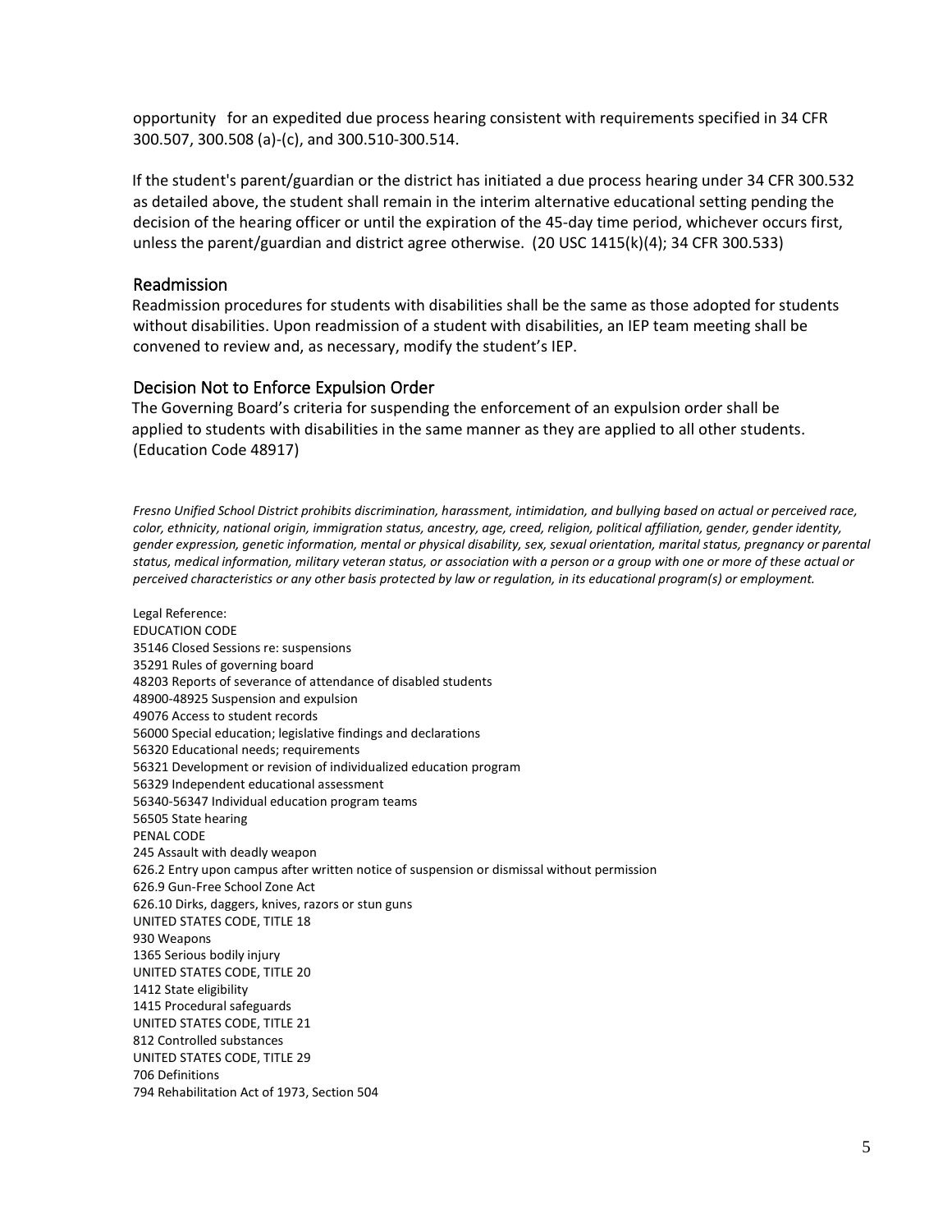opportunity for an expedited due process hearing consistent with requirements specified in 34 CFR 300.507, 300.508 (a)-(c), and 300.510-300.514.

If the student's parent/guardian or the district has initiated a due process hearing under 34 CFR 300.532 as detailed above, the student shall remain in the interim alternative educational setting pending the decision of the hearing officer or until the expiration of the 45-day time period, whichever occurs first, unless the parent/guardian and district agree otherwise. (20 USC 1415(k)(4); 34 CFR 300.533)

## Readmission

Readmission procedures for students with disabilities shall be the same as those adopted for students without disabilities. Upon readmission of a student with disabilities, an IEP team meeting shall be convened to review and, as necessary, modify the student's IEP.

## Decision Not to Enforce Expulsion Order

The Governing Board's criteria for suspending the enforcement of an expulsion order shall be applied to students with disabilities in the same manner as they are applied to all other students. (Education Code 48917)

*Fresno Unified School District prohibits discrimination, harassment, intimidation, and bullying based on actual or perceived race, color, ethnicity, national origin, immigration status, ancestry, age, creed, religion, political affiliation, gender, gender identity, gender expression, genetic information, mental or physical disability, sex, sexual orientation, marital status, pregnancy or parental status, medical information, military veteran status, or association with a person or a group with one or more of these actual or perceived characteristics or any other basis protected by law or regulation, in its educational program(s) or employment.*

Legal Reference:
EDUCATION CODE
35146 Closed Sessions re: suspensions
35291 Rules of governing board
48203 Reports of severance of attendance of disabled students
48900-48925 Suspension and expulsion
49076 Access to student records
56000 Special education; legislative findings and declarations
56320 Educational needs; requirements
56321 Development or revision of individualized education program
56329 Independent educational assessment
56340-56347 Individual education program teams
56505 State hearing
PENAL CODE
245 Assault with deadly weapon
626.2 Entry upon campus after written notice of suspension or dismissal without permission
626.9 Gun-Free School Zone Act
626.10 Dirks, daggers, knives, razors or stun guns
UNITED STATES CODE, TITLE 18
930 Weapons
1365 Serious bodily injury
UNITED STATES CODE, TITLE 20
1412 State eligibility
1415 Procedural safeguards
UNITED STATES CODE, TITLE 21
812 Controlled substances
UNITED STATES CODE, TITLE 29
706 Definitions
794 Rehabilitation Act of 1973, Section 504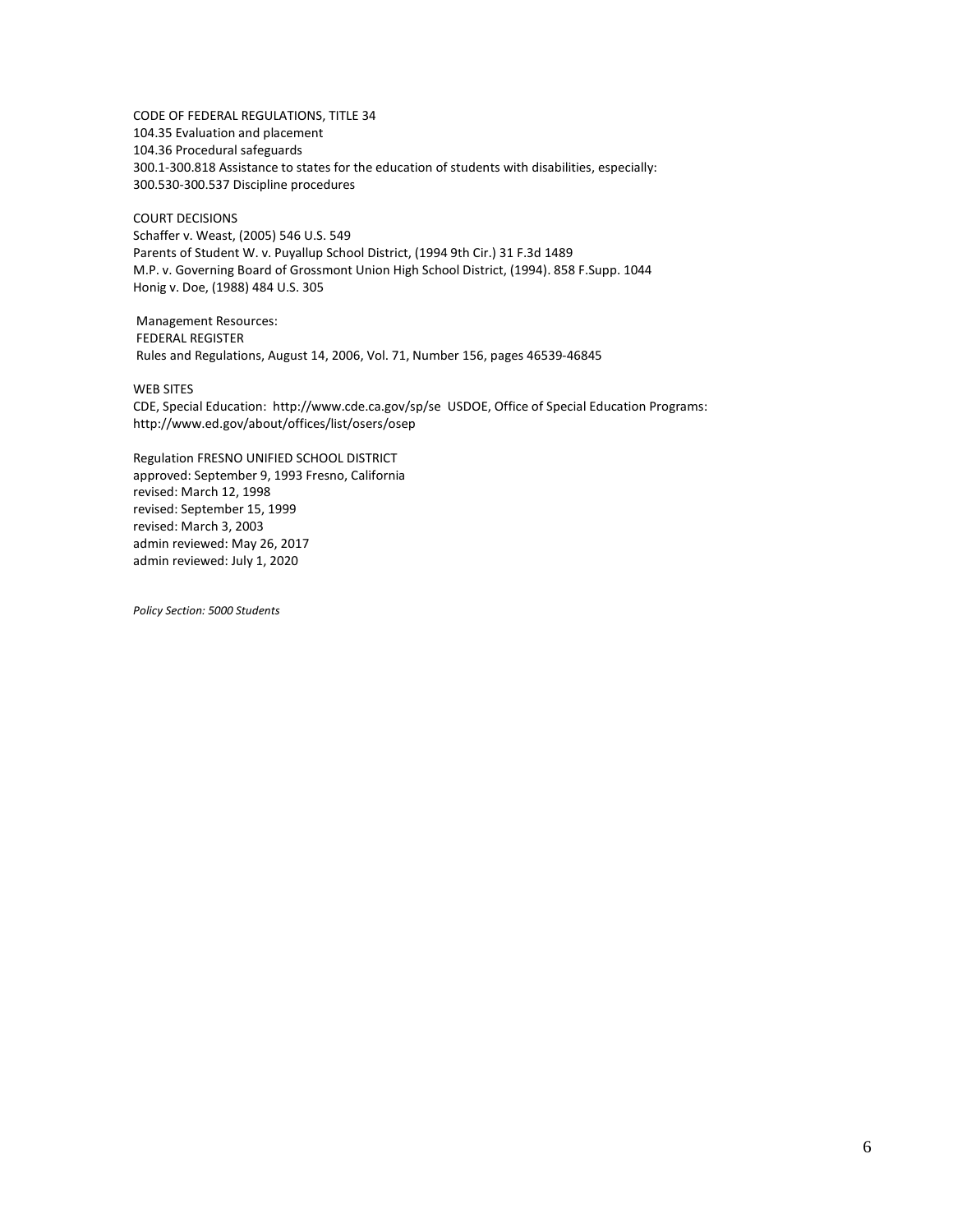CODE OF FEDERAL REGULATIONS, TITLE 34
104.35 Evaluation and placement
104.36 Procedural safeguards
300.1-300.818 Assistance to states for the education of students with disabilities, especially:
300.530-300.537 Discipline procedures

COURT DECISIONS
Schaffer v. Weast, (2005) 546 U.S. 549
Parents of Student W. v. Puyallup School District, (1994 9th Cir.) 31 F.3d 1489
M.P. v. Governing Board of Grossmont Union High School District, (1994). 858 F.Supp. 1044
Honig v. Doe, (1988) 484 U.S. 305

Management Resources:
FEDERAL REGISTER
Rules and Regulations, August 14, 2006, Vol. 71, Number 156, pages 46539-46845

WEB SITES
CDE, Special Education: http://www.cde.ca.gov/sp/se USDOE, Office of Special Education Programs: http://www.ed.gov/about/offices/list/osers/osep

Regulation FRESNO UNIFIED SCHOOL DISTRICT
approved: September 9, 1993 Fresno, California
revised: March 12, 1998
revised: September 15, 1999
revised: March 3, 2003
admin reviewed: May 26, 2017
admin reviewed: July 1, 2020

*Policy Section: 5000 Students*